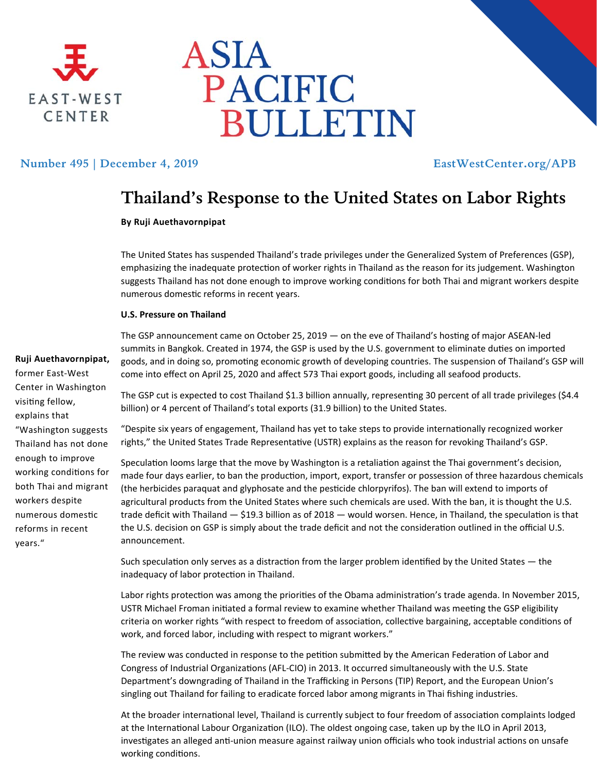# ASIA PACIFIC BULLETIN

EAST-WEST CENTER

Number 495 | December 4, 2019

EastWestCenter.org/APB

## Thailand's Response to the United States on Labor Rights

**By Ruji Auethavornpipat**

The United States has suspended Thailand's trade privileges under the Generalized System of Preferences (GSP), emphasizing the inadequate protection of worker rights in Thailand as the reason for its judgement. Washington suggests Thailand has not done enough to improve working conditions for both Thai and migrant workers despite numerous domestic reforms in recent years.

**U.S. Pressure on Thailand**

The GSP announcement came on October 25, 2019 — on the eve of Thailand's hosting of major ASEAN-led summits in Bangkok. Created in 1974, the GSP is used by the U.S. government to eliminate duties on imported goods, and in doing so, promoting economic growth of developing countries. The suspension of Thailand's GSP will come into effect on April 25, 2020 and affect 573 Thai export goods, including all seafood products.

The GSP cut is expected to cost Thailand $1.3 billion annually, representing 30 percent of all trade privileges ($4.4 billion) or 4 percent of Thailand's total exports (31.9 billion) to the United States.

"Despite six years of engagement, Thailand has yet to take steps to provide internationally recognized worker rights," the United States Trade Representative (USTR) explains as the reason for revoking Thailand's GSP.

Speculation looms large that the move by Washington is a retaliation against the Thai government's decision, made four days earlier, to ban the production, import, export, transfer or possession of three hazardous chemicals (the herbicides paraquat and glyphosate and the pesticide chlorpyrifos). The ban will extend to imports of agricultural products from the United States where such chemicals are used. With the ban, it is thought the U.S. trade deficit with Thailand — $19.3 billion as of 2018 — would worsen. Hence, in Thailand, the speculation is that the U.S. decision on GSP is simply about the trade deficit and not the consideration outlined in the official U.S. announcement.

Such speculation only serves as a distraction from the larger problem identified by the United States — the inadequacy of labor protection in Thailand.

Labor rights protection was among the priorities of the Obama administration's trade agenda. In November 2015, USTR Michael Froman initiated a formal review to examine whether Thailand was meeting the GSP eligibility criteria on worker rights "with respect to freedom of association, collective bargaining, acceptable conditions of work, and forced labor, including with respect to migrant workers."

The review was conducted in response to the petition submitted by the American Federation of Labor and Congress of Industrial Organizations (AFL-CIO) in 2013. It occurred simultaneously with the U.S. State Department's downgrading of Thailand in the Trafficking in Persons (TIP) Report, and the European Union's singling out Thailand for failing to eradicate forced labor among migrants in Thai fishing industries.

At the broader international level, Thailand is currently subject to four freedom of association complaints lodged at the International Labour Organization (ILO). The oldest ongoing case, taken up by the ILO in April 2013, investigates an alleged anti-union measure against railway union officials who took industrial actions on unsafe working conditions.

**Ruji Auethavornpipat,** former East-West Center in Washington visiting fellow, explains that "Washington suggests Thailand has not done enough to improve working conditions for both Thai and migrant workers despite numerous domestic reforms in recent years."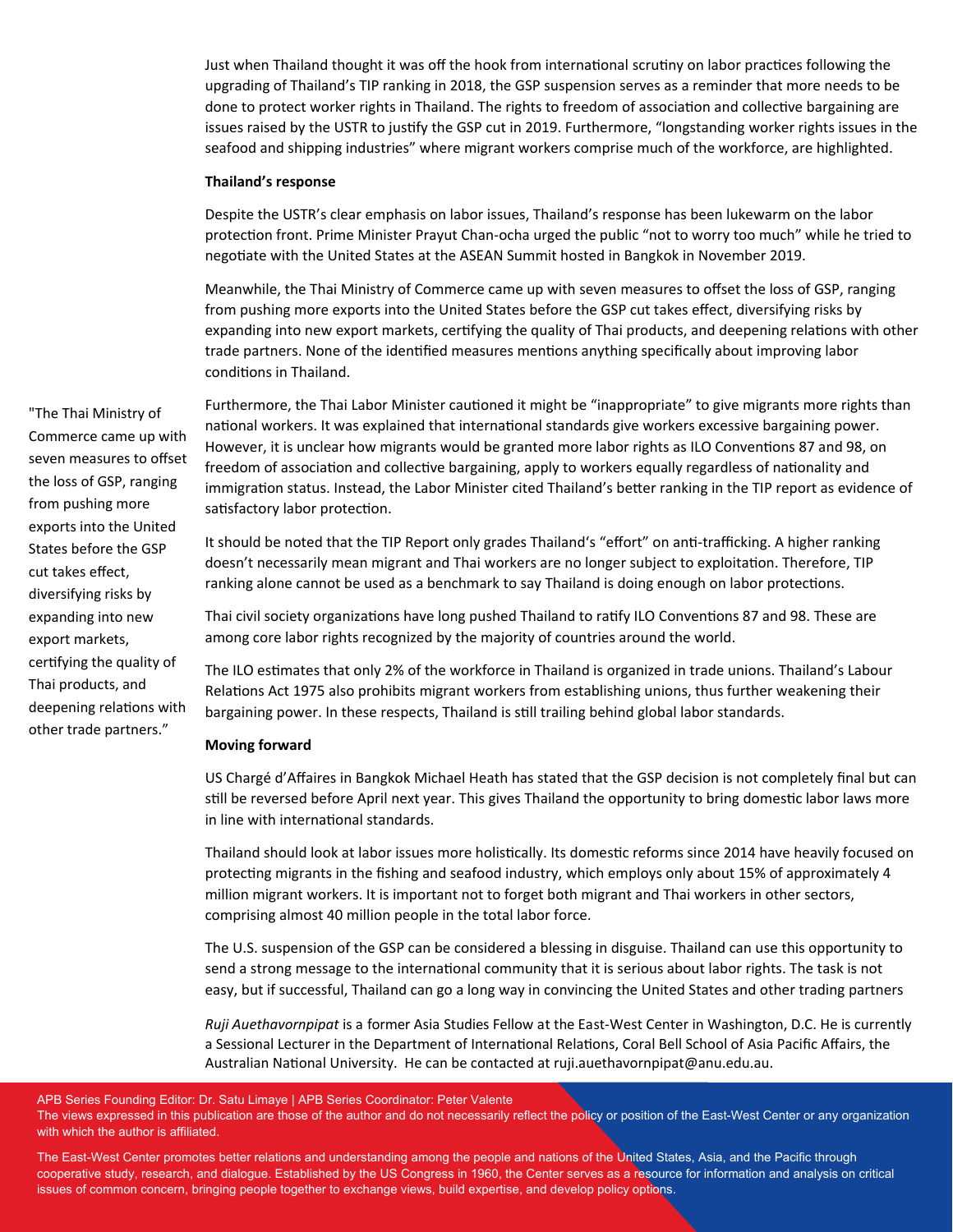Just when Thailand thought it was off the hook from international scrutiny on labor practices following the upgrading of Thailand's TIP ranking in 2018, the GSP suspension serves as a reminder that more needs to be done to protect worker rights in Thailand. The rights to freedom of association and collective bargaining are issues raised by the USTR to justify the GSP cut in 2019. Furthermore, "longstanding worker rights issues in the seafood and shipping industries" where migrant workers comprise much of the workforce, are highlighted.

**Thailand's response**

Despite the USTR's clear emphasis on labor issues, Thailand's response has been lukewarm on the labor protection front. Prime Minister Prayut Chan-ocha urged the public "not to worry too much" while he tried to negotiate with the United States at the ASEAN Summit hosted in Bangkok in November 2019.

Meanwhile, the Thai Ministry of Commerce came up with seven measures to offset the loss of GSP, ranging from pushing more exports into the United States before the GSP cut takes effect, diversifying risks by expanding into new export markets, certifying the quality of Thai products, and deepening relations with other trade partners. None of the identified measures mentions anything specifically about improving labor conditions in Thailand.

"The Thai Ministry of Commerce came up with seven measures to offset the loss of GSP, ranging from pushing more exports into the United States before the GSP cut takes effect, diversifying risks by expanding into new export markets, certifying the quality of Thai products, and deepening relations with other trade partners."

Furthermore, the Thai Labor Minister cautioned it might be "inappropriate" to give migrants more rights than national workers. It was explained that international standards give workers excessive bargaining power. However, it is unclear how migrants would be granted more labor rights as ILO Conventions 87 and 98, on freedom of association and collective bargaining, apply to workers equally regardless of nationality and immigration status. Instead, the Labor Minister cited Thailand's better ranking in the TIP report as evidence of satisfactory labor protection.

It should be noted that the TIP Report only grades Thailand's "effort" on anti-trafficking. A higher ranking doesn't necessarily mean migrant and Thai workers are no longer subject to exploitation. Therefore, TIP ranking alone cannot be used as a benchmark to say Thailand is doing enough on labor protections.

Thai civil society organizations have long pushed Thailand to ratify ILO Conventions 87 and 98. These are among core labor rights recognized by the majority of countries around the world.

The ILO estimates that only 2% of the workforce in Thailand is organized in trade unions. Thailand's Labour Relations Act 1975 also prohibits migrant workers from establishing unions, thus further weakening their bargaining power. In these respects, Thailand is still trailing behind global labor standards.

**Moving forward**

US Chargé d'Affaires in Bangkok Michael Heath has stated that the GSP decision is not completely final but can still be reversed before April next year. This gives Thailand the opportunity to bring domestic labor laws more in line with international standards.

Thailand should look at labor issues more holistically. Its domestic reforms since 2014 have heavily focused on protecting migrants in the fishing and seafood industry, which employs only about 15% of approximately 4 million migrant workers. It is important not to forget both migrant and Thai workers in other sectors, comprising almost 40 million people in the total labor force.

The U.S. suspension of the GSP can be considered a blessing in disguise. Thailand can use this opportunity to send a strong message to the international community that it is serious about labor rights. The task is not easy, but if successful, Thailand can go a long way in convincing the United States and other trading partners

*Ruji Auethavornpipat* is a former Asia Studies Fellow at the East-West Center in Washington, D.C. He is currently a Sessional Lecturer in the Department of International Relations, Coral Bell School of Asia Pacific Affairs, the Australian National University. He can be contacted at ruji.auethavornpipat@anu.edu.au.

APB Series Founding Editor: Dr. Satu Limaye | APB Series Coordinator: Peter Valente

The views expressed in this publication are those of the author and do not necessarily reflect the policy or position of the East-West Center or any organization with which the author is affiliated.

The East-West Center promotes better relations and understanding among the people and nations of the United States, Asia, and the Pacific through cooperative study, research, and dialogue. Established by the US Congress in 1960, the Center serves as a resource for information and analysis on critical issues of common concern, bringing people together to exchange views, build expertise, and develop policy options.